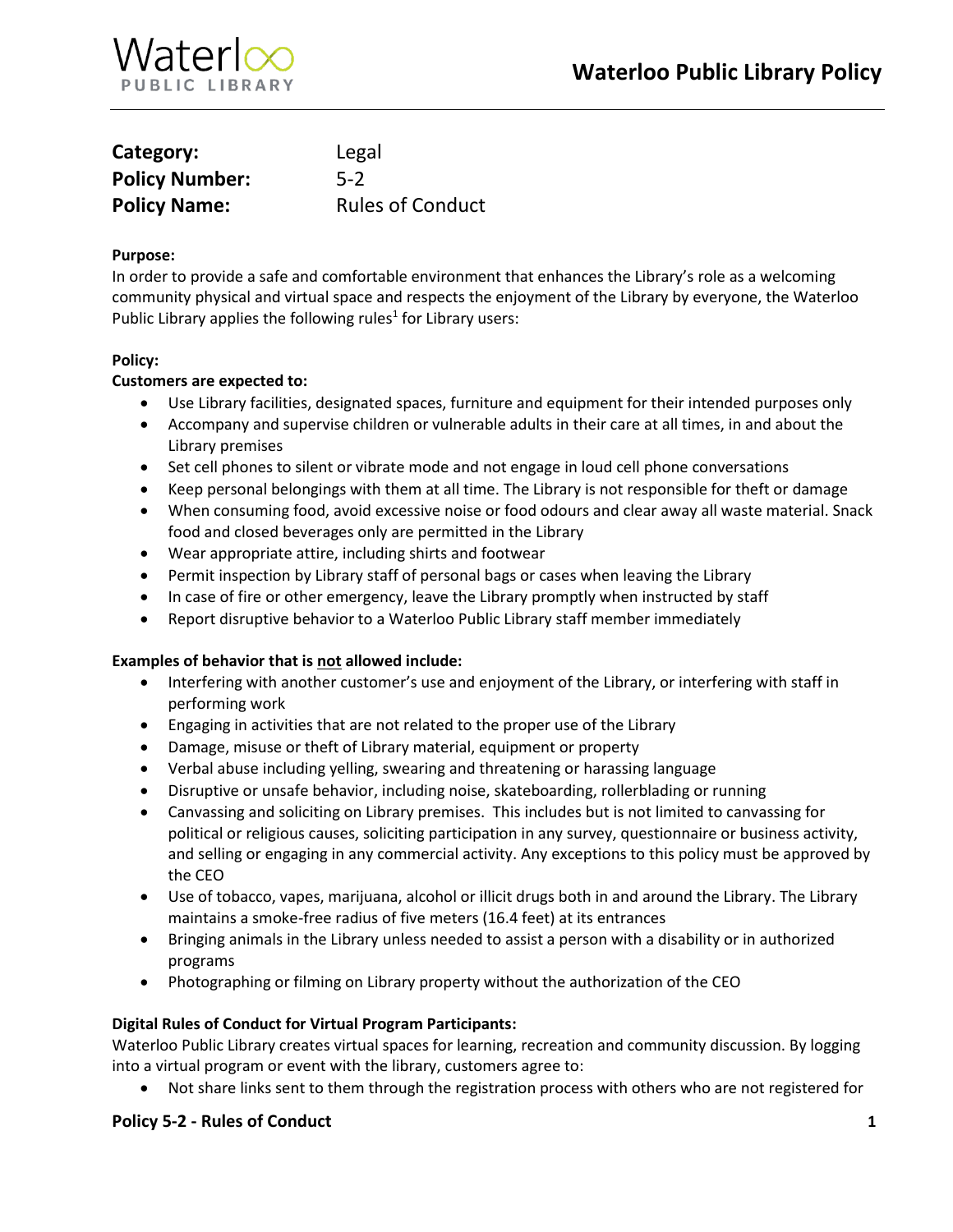# Waterloo Public Library Policy

**Category:** Legal
**Policy Number:** 5-2
**Policy Name:** Rules of Conduct

**Purpose:**
In order to provide a safe and comfortable environment that enhances the Library's role as a welcoming community physical and virtual space and respects the enjoyment of the Library by everyone, the Waterloo Public Library applies the following rules[1] for Library users:

**Policy:**
**Customers are expected to:**

- Use Library facilities, designated spaces, furniture and equipment for their intended purposes only
- Accompany and supervise children or vulnerable adults in their care at all times, in and about the Library premises
- Set cell phones to silent or vibrate mode and not engage in loud cell phone conversations
- Keep personal belongings with them at all time. The Library is not responsible for theft or damage
- When consuming food, avoid excessive noise or food odours and clear away all waste material. Snack food and closed beverages only are permitted in the Library
- Wear appropriate attire, including shirts and footwear
- Permit inspection by Library staff of personal bags or cases when leaving the Library
- In case of fire or other emergency, leave the Library promptly when instructed by staff
- Report disruptive behavior to a Waterloo Public Library staff member immediately

**Examples of behavior that is not allowed include:**

- Interfering with another customer's use and enjoyment of the Library, or interfering with staff in performing work
- Engaging in activities that are not related to the proper use of the Library
- Damage, misuse or theft of Library material, equipment or property
- Verbal abuse including yelling, swearing and threatening or harassing language
- Disruptive or unsafe behavior, including noise, skateboarding, rollerblading or running
- Canvassing and soliciting on Library premises. This includes but is not limited to canvassing for political or religious causes, soliciting participation in any survey, questionnaire or business activity, and selling or engaging in any commercial activity. Any exceptions to this policy must be approved by the CEO
- Use of tobacco, vapes, marijuana, alcohol or illicit drugs both in and around the Library. The Library maintains a smoke-free radius of five meters (16.4 feet) at its entrances
- Bringing animals in the Library unless needed to assist a person with a disability or in authorized programs
- Photographing or filming on Library property without the authorization of the CEO

**Digital Rules of Conduct for Virtual Program Participants:**
Waterloo Public Library creates virtual spaces for learning, recreation and community discussion. By logging into a virtual program or event with the library, customers agree to:

- Not share links sent to them through the registration process with others who are not registered for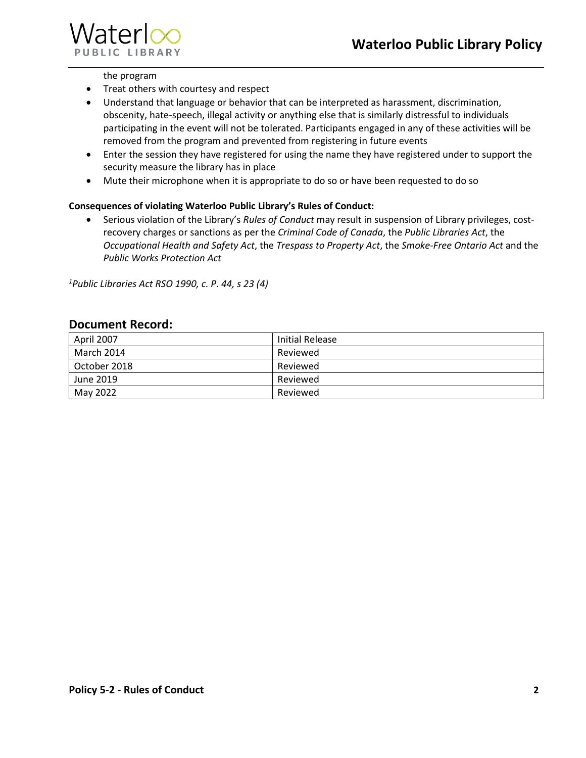the program

- Treat others with courtesy and respect
- Understand that language or behavior that can be interpreted as harassment, discrimination, obscenity, hate-speech, illegal activity or anything else that is similarly distressful to individuals participating in the event will not be tolerated. Participants engaged in any of these activities will be removed from the program and prevented from registering in future events
- Enter the session they have registered for using the name they have registered under to support the security measure the library has in place
- Mute their microphone when it is appropriate to do so or have been requested to do so

**Consequences of violating Waterloo Public Library's Rules of Conduct:**

- Serious violation of the Library's *Rules of Conduct* may result in suspension of Library privileges, cost-recovery charges or sanctions as per the *Criminal Code of Canada*, the *Public Libraries Act*, the *Occupational Health and Safety Act*, the *Trespass to Property Act*, the *Smoke-Free Ontario Act* and the *Public Works Protection Act*

[1]*Public Libraries Act RSO 1990, c. P. 44, s 23 (4)*

## Document Record:

| | |
|---|---|
| April 2007 | Initial Release |
| March 2014 | Reviewed |
| October 2018 | Reviewed |
| June 2019 | Reviewed |
| May 2022 | Reviewed |